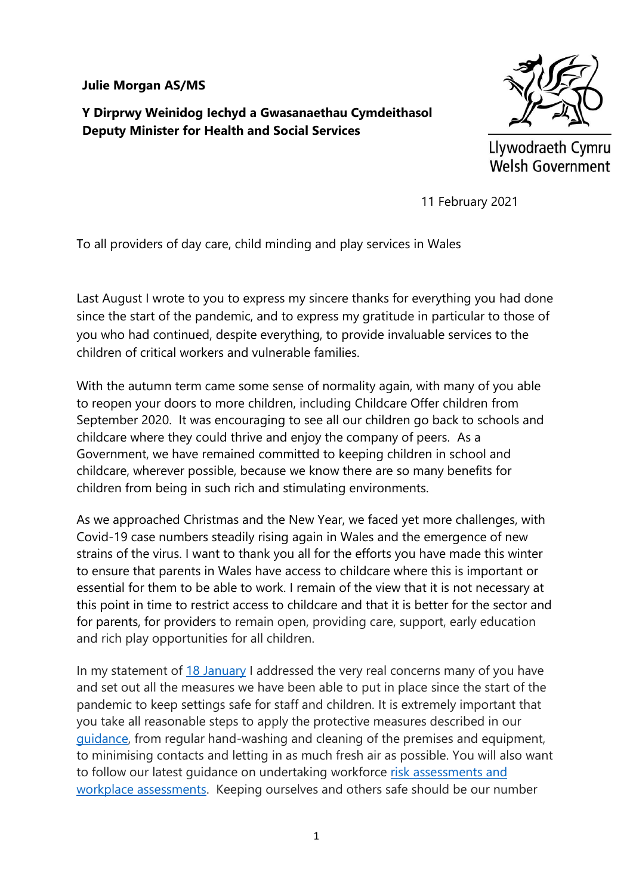**Julie Morgan AS/MS**

**Y Dirprwy Weinidog Iechyd a Gwasanaethau Cymdeithasol**
**Deputy Minister for Health and Social Services**

Llywodraeth Cymru
Welsh Government

11 February 2021

To all providers of day care, child minding and play services in Wales

Last August I wrote to you to express my sincere thanks for everything you had done since the start of the pandemic, and to express my gratitude in particular to those of you who had continued, despite everything, to provide invaluable services to the children of critical workers and vulnerable families.

With the autumn term came some sense of normality again, with many of you able to reopen your doors to more children, including Childcare Offer children from September 2020. It was encouraging to see all our children go back to schools and childcare where they could thrive and enjoy the company of peers. As a Government, we have remained committed to keeping children in school and childcare, wherever possible, because we know there are so many benefits for children from being in such rich and stimulating environments.

As we approached Christmas and the New Year, we faced yet more challenges, with Covid-19 case numbers steadily rising again in Wales and the emergence of new strains of the virus. I want to thank you all for the efforts you have made this winter to ensure that parents in Wales have access to childcare where this is important or essential for them to be able to work. I remain of the view that it is not necessary at this point in time to restrict access to childcare and that it is better for the sector and for parents, for providers to remain open, providing care, support, early education and rich play opportunities for all children.

In my statement of 18 January I addressed the very real concerns many of you have and set out all the measures we have been able to put in place since the start of the pandemic to keep settings safe for staff and children. It is extremely important that you take all reasonable steps to apply the protective measures described in our guidance, from regular hand-washing and cleaning of the premises and equipment, to minimising contacts and letting in as much fresh air as possible. You will also want to follow our latest guidance on undertaking workforce risk assessments and workplace assessments. Keeping ourselves and others safe should be our number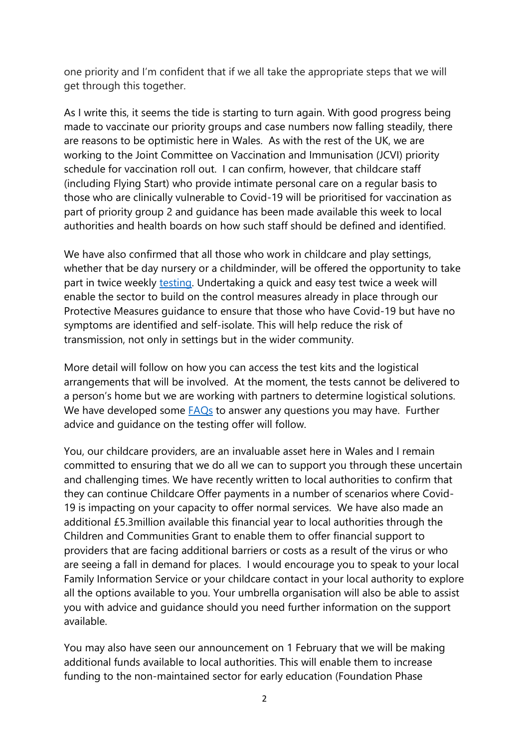one priority and I'm confident that if we all take the appropriate steps that we will get through this together.

As I write this, it seems the tide is starting to turn again. With good progress being made to vaccinate our priority groups and case numbers now falling steadily, there are reasons to be optimistic here in Wales. As with the rest of the UK, we are working to the Joint Committee on Vaccination and Immunisation (JCVI) priority schedule for vaccination roll out. I can confirm, however, that childcare staff (including Flying Start) who provide intimate personal care on a regular basis to those who are clinically vulnerable to Covid-19 will be prioritised for vaccination as part of priority group 2 and guidance has been made available this week to local authorities and health boards on how such staff should be defined and identified.

We have also confirmed that all those who work in childcare and play settings, whether that be day nursery or a childminder, will be offered the opportunity to take part in twice weekly testing. Undertaking a quick and easy test twice a week will enable the sector to build on the control measures already in place through our Protective Measures guidance to ensure that those who have Covid-19 but have no symptoms are identified and self-isolate. This will help reduce the risk of transmission, not only in settings but in the wider community.

More detail will follow on how you can access the test kits and the logistical arrangements that will be involved. At the moment, the tests cannot be delivered to a person's home but we are working with partners to determine logistical solutions. We have developed some FAQs to answer any questions you may have. Further advice and guidance on the testing offer will follow.

You, our childcare providers, are an invaluable asset here in Wales and I remain committed to ensuring that we do all we can to support you through these uncertain and challenging times. We have recently written to local authorities to confirm that they can continue Childcare Offer payments in a number of scenarios where Covid-19 is impacting on your capacity to offer normal services. We have also made an additional £5.3million available this financial year to local authorities through the Children and Communities Grant to enable them to offer financial support to providers that are facing additional barriers or costs as a result of the virus or who are seeing a fall in demand for places. I would encourage you to speak to your local Family Information Service or your childcare contact in your local authority to explore all the options available to you. Your umbrella organisation will also be able to assist you with advice and guidance should you need further information on the support available.

You may also have seen our announcement on 1 February that we will be making additional funds available to local authorities. This will enable them to increase funding to the non-maintained sector for early education (Foundation Phase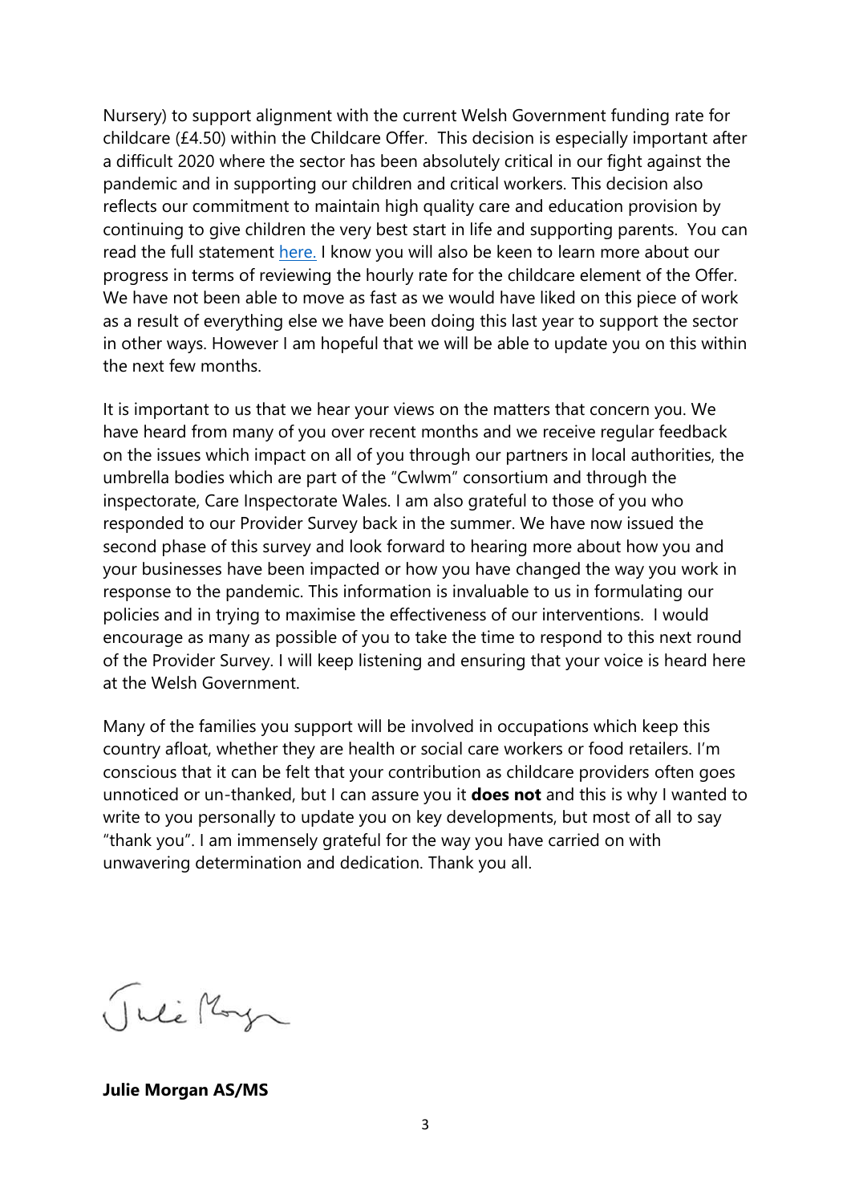Nursery) to support alignment with the current Welsh Government funding rate for childcare (£4.50) within the Childcare Offer. This decision is especially important after a difficult 2020 where the sector has been absolutely critical in our fight against the pandemic and in supporting our children and critical workers. This decision also reflects our commitment to maintain high quality care and education provision by continuing to give children the very best start in life and supporting parents. You can read the full statement [here.](here) I know you will also be keen to learn more about our progress in terms of reviewing the hourly rate for the childcare element of the Offer. We have not been able to move as fast as we would have liked on this piece of work as a result of everything else we have been doing this last year to support the sector in other ways. However I am hopeful that we will be able to update you on this within the next few months.

It is important to us that we hear your views on the matters that concern you. We have heard from many of you over recent months and we receive regular feedback on the issues which impact on all of you through our partners in local authorities, the umbrella bodies which are part of the "Cwlwm" consortium and through the inspectorate, Care Inspectorate Wales. I am also grateful to those of you who responded to our Provider Survey back in the summer. We have now issued the second phase of this survey and look forward to hearing more about how you and your businesses have been impacted or how you have changed the way you work in response to the pandemic. This information is invaluable to us in formulating our policies and in trying to maximise the effectiveness of our interventions. I would encourage as many as possible of you to take the time to respond to this next round of the Provider Survey. I will keep listening and ensuring that your voice is heard here at the Welsh Government.

Many of the families you support will be involved in occupations which keep this country afloat, whether they are health or social care workers or food retailers. I'm conscious that it can be felt that your contribution as childcare providers often goes unnoticed or un-thanked, but I can assure you it **does not** and this is why I wanted to write to you personally to update you on key developments, but most of all to say "thank you". I am immensely grateful for the way you have carried on with unwavering determination and dedication. Thank you all.

**Julie Morgan AS/MS**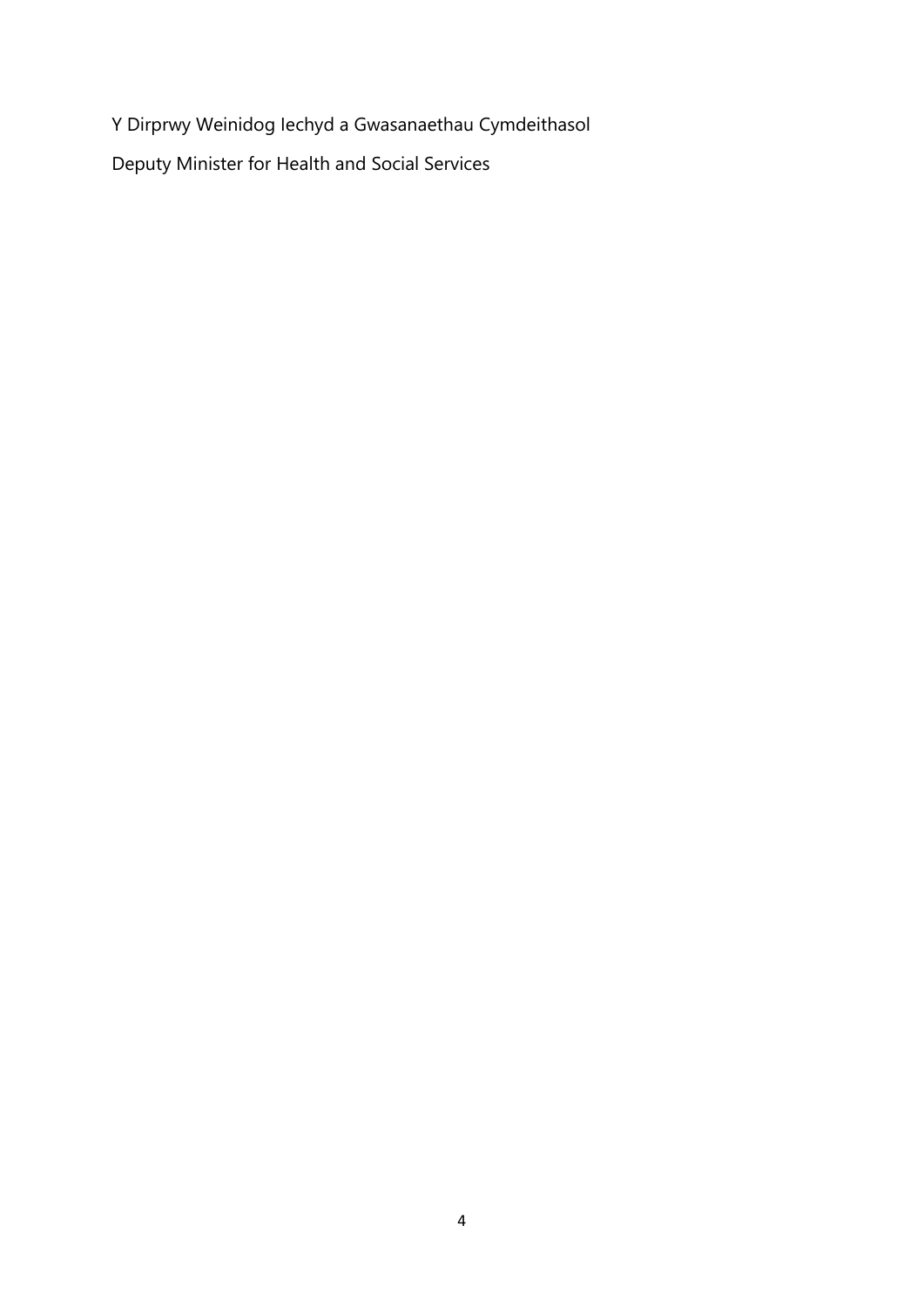Y Dirprwy Weinidog Iechyd a Gwasanaethau Cymdeithasol

Deputy Minister for Health and Social Services